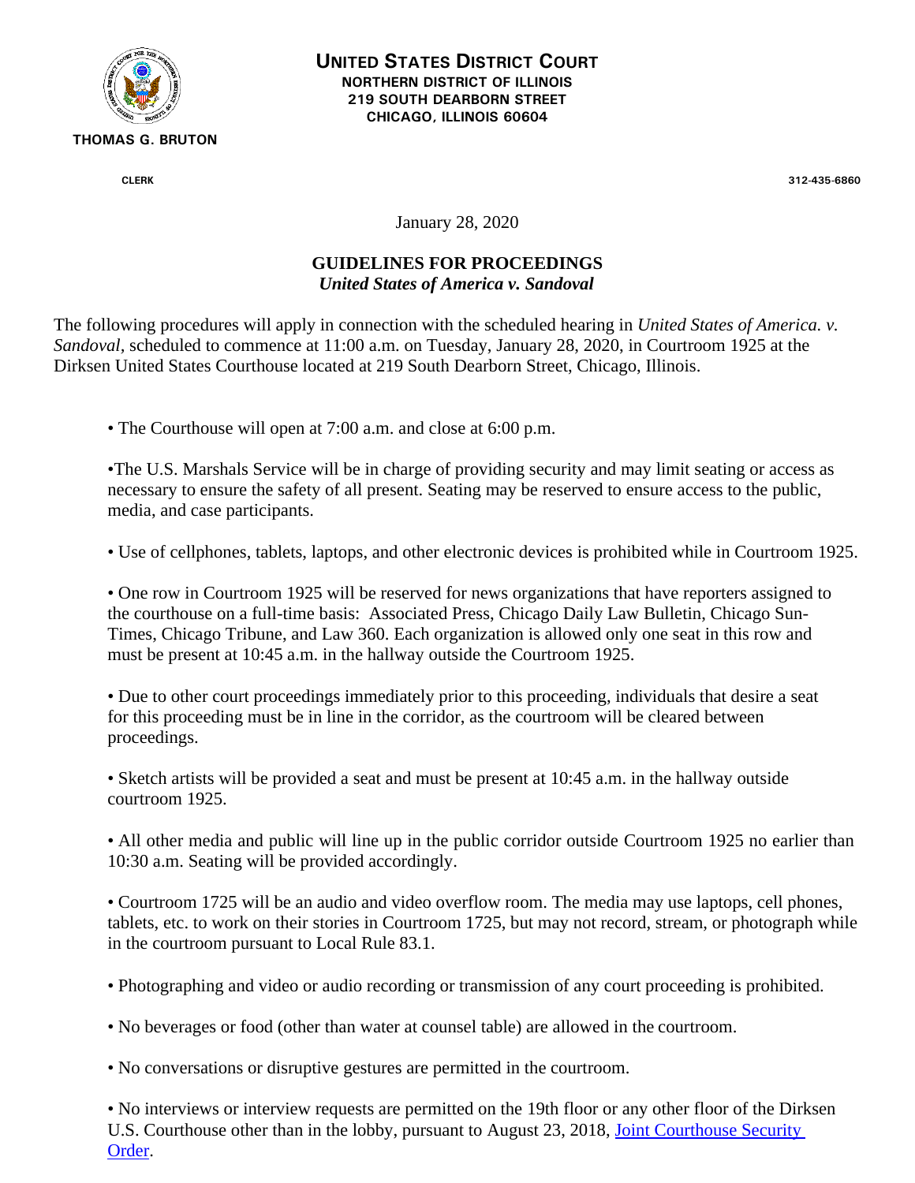# UNITED STATES DISTRICT COURT

**NORTHERN DISTRICT OF ILLINOIS**
**219 SOUTH DEARBORN STREET**
**CHICAGO, ILLINOIS 60604**

**THOMAS G. BRUTON**
**CLERK**

**312-435-6860**

January 28, 2020

**GUIDELINES FOR PROCEEDINGS**
***United States of America v. Sandoval***

The following procedures will apply in connection with the scheduled hearing in *United States of America. v. Sandoval*, scheduled to commence at 11:00 a.m. on Tuesday, January 28, 2020, in Courtroom 1925 at the Dirksen United States Courthouse located at 219 South Dearborn Street, Chicago, Illinois.

- The Courthouse will open at 7:00 a.m. and close at 6:00 p.m.

- The U.S. Marshals Service will be in charge of providing security and may limit seating or access as necessary to ensure the safety of all present. Seating may be reserved to ensure access to the public, media, and case participants.

- Use of cellphones, tablets, laptops, and other electronic devices is prohibited while in Courtroom 1925.

- One row in Courtroom 1925 will be reserved for news organizations that have reporters assigned to the courthouse on a full-time basis: Associated Press, Chicago Daily Law Bulletin, Chicago Sun-Times, Chicago Tribune, and Law 360. Each organization is allowed only one seat in this row and must be present at 10:45 a.m. in the hallway outside the Courtroom 1925.

- Due to other court proceedings immediately prior to this proceeding, individuals that desire a seat for this proceeding must be in line in the corridor, as the courtroom will be cleared between proceedings.

- Sketch artists will be provided a seat and must be present at 10:45 a.m. in the hallway outside courtroom 1925.

- All other media and public will line up in the public corridor outside Courtroom 1925 no earlier than 10:30 a.m. Seating will be provided accordingly.

- Courtroom 1725 will be an audio and video overflow room. The media may use laptops, cell phones, tablets, etc. to work on their stories in Courtroom 1725, but may not record, stream, or photograph while in the courtroom pursuant to Local Rule 83.1.

- Photographing and video or audio recording or transmission of any court proceeding is prohibited.

- No beverages or food (other than water at counsel table) are allowed in the courtroom.

- No conversations or disruptive gestures are permitted in the courtroom.

- No interviews or interview requests are permitted on the 19th floor or any other floor of the Dirksen U.S. Courthouse other than in the lobby, pursuant to August 23, 2018, Joint Courthouse Security Order.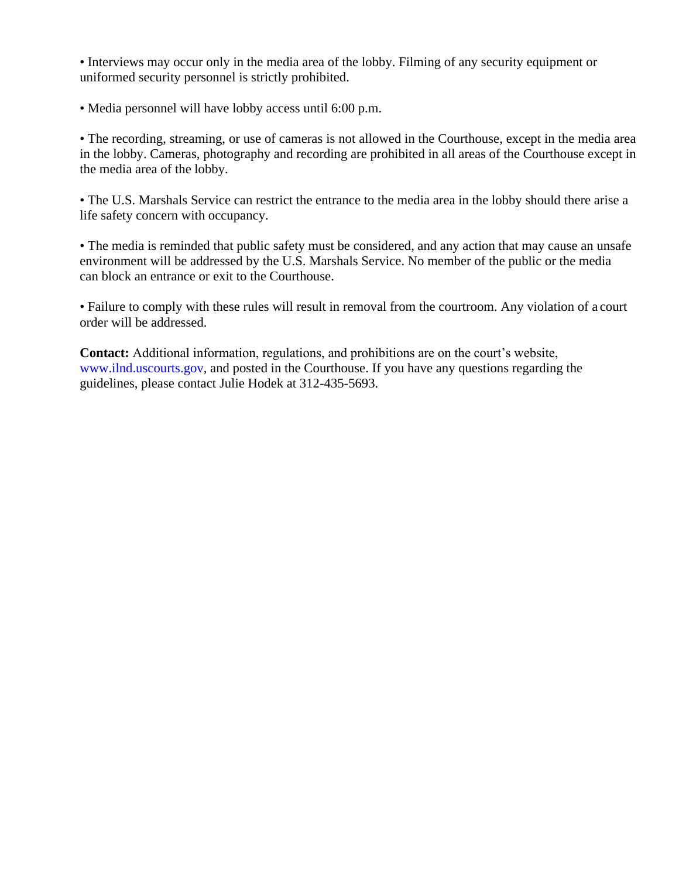- Interviews may occur only in the media area of the lobby. Filming of any security equipment or uniformed security personnel is strictly prohibited.

- Media personnel will have lobby access until 6:00 p.m.

- The recording, streaming, or use of cameras is not allowed in the Courthouse, except in the media area in the lobby. Cameras, photography and recording are prohibited in all areas of the Courthouse except in the media area of the lobby.

- The U.S. Marshals Service can restrict the entrance to the media area in the lobby should there arise a life safety concern with occupancy.

- The media is reminded that public safety must be considered, and any action that may cause an unsafe environment will be addressed by the U.S. Marshals Service. No member of the public or the media can block an entrance or exit to the Courthouse.

- Failure to comply with these rules will result in removal from the courtroom. Any violation of a court order will be addressed.

**Contact:** Additional information, regulations, and prohibitions are on the court's website, www.ilnd.uscourts.gov, and posted in the Courthouse. If you have any questions regarding the guidelines, please contact Julie Hodek at 312-435-5693.